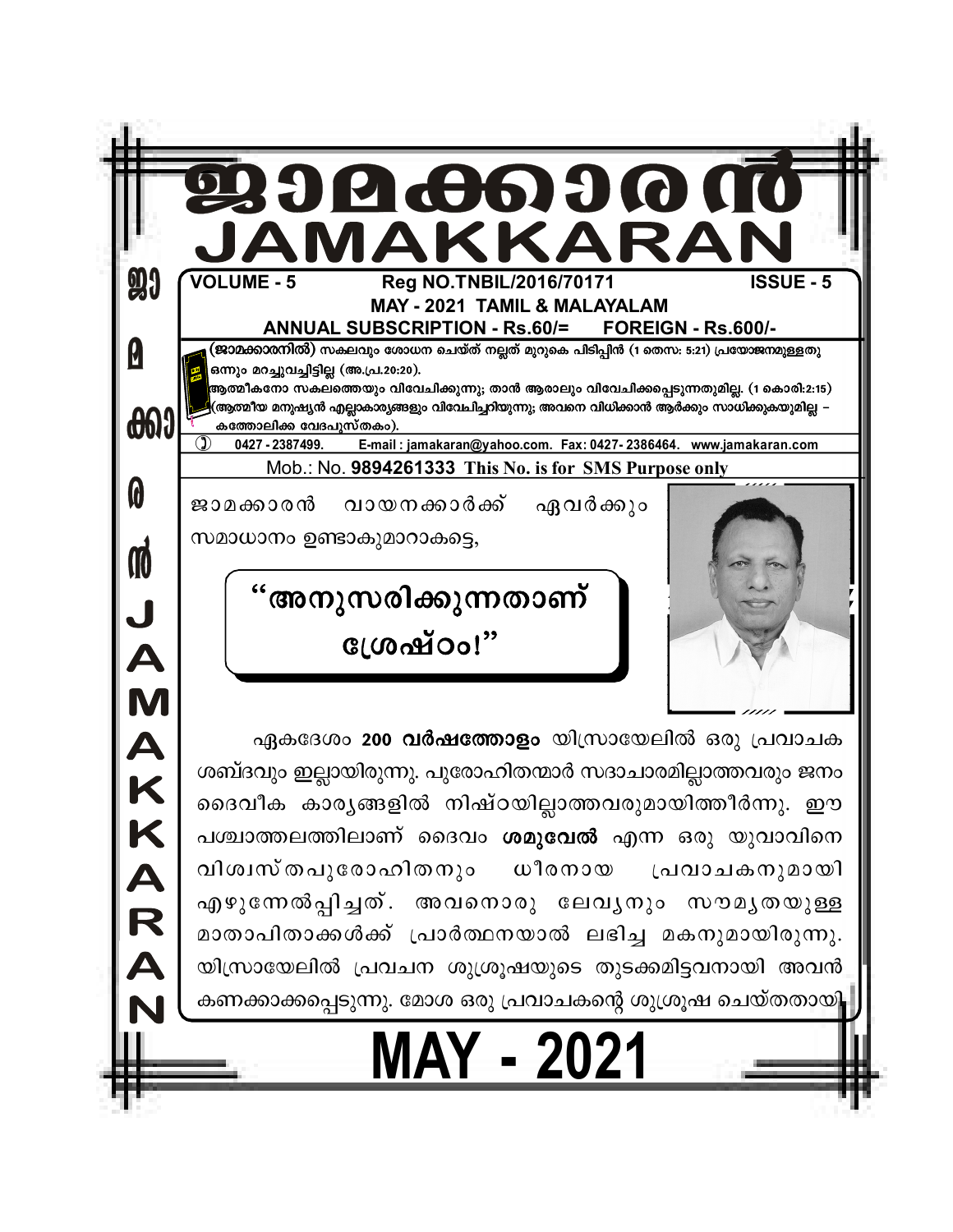# ജാമക്കാരൻ
# JAMAKKARAN

**VOLUME - 5** **Reg NO.TNBIL/2016/70171** **ISSUE - 5**

**MAY - 2021 TAMIL & MALAYALAM**

**ANNUAL SUBSCRIPTION - Rs.60/= FOREIGN - Rs.600/-**

**(ജാമക്കാരനിൽ)** സകലവും ശോധന ചെയ്ത് നല്ലത് മുറുകെ പിടിപ്പിൻ (1 തെസ: 5:21) പ്രയോജനമുള്ളതു ഒന്നും മറച്ചുവച്ചിട്ടില്ല (അ.പ്ര.20:20).

ആത്മീകനോ സകലത്തെയും വിവേചിക്കുന്നു; താൻ ആരാലും വിവേചിക്കപ്പെടുന്നതുമില്ല. (1 കൊരി:2:15) (ആത്മീയ മനുഷ്യൻ എല്ലാകാര്യങ്ങളും വിവേചിച്ചറിയുന്നു; അവനെ വിധിക്കാൻ ആർക്കും സാധിക്കുകയുമില്ല – കത്തോലിക്ക വേദപുസ്തകം).

0427 - 2387499. E-mail : jamakaran@yahoo.com. Fax: 0427- 2386464. www.jamakaran.com

Mob.: No. **9894261333** **This No. is for SMS Purpose only**

ജാമക്കാരൻ വായനക്കാർക്ക് ഏവർക്കും സമാധാനം ഉണ്ടാകുമാറാകട്ടെ,

## "അനുസരിക്കുന്നതാണ് ശ്രേഷ്ഠം!"

ഏകദേശം **200 വർഷത്തോളം** യിസ്രായേലിൽ ഒരു പ്രവാചക ശബ്ദവും ഇല്ലായിരുന്നു. പുരോഹിതന്മാർ സദാചാരമില്ലാത്തവരും ജനം ദൈവീക കാര്യങ്ങളിൽ നിഷ്ഠയില്ലാത്തവരുമായിത്തീർന്നു. ഈ പശ്ചാത്തലത്തിലാണ് ദൈവം **ശമുവേൽ** എന്ന ഒരു യുവാവിനെ വിശ്വസ്തപുരോഹിതനും ധീരനായ പ്രവാചകനുമായി എഴുന്നേൽപ്പിച്ചത്. അവനൊരു ലേവ്യനും സൗമ്യതയുള്ള മാതാപിതാക്കൾക്ക് പ്രാർത്ഥനയാൽ ലഭിച്ച മകനുമായിരുന്നു. യിസ്രായേലിൽ പ്രവചന ശുശ്രൂഷയുടെ തുടക്കമിട്ടവനായി അവൻ കണക്കാക്കപ്പെടുന്നു. മോശ ഒരു പ്രവാചകന്റെ ശുശ്രൂഷ ചെയ്തതായി

**MAY - 2021**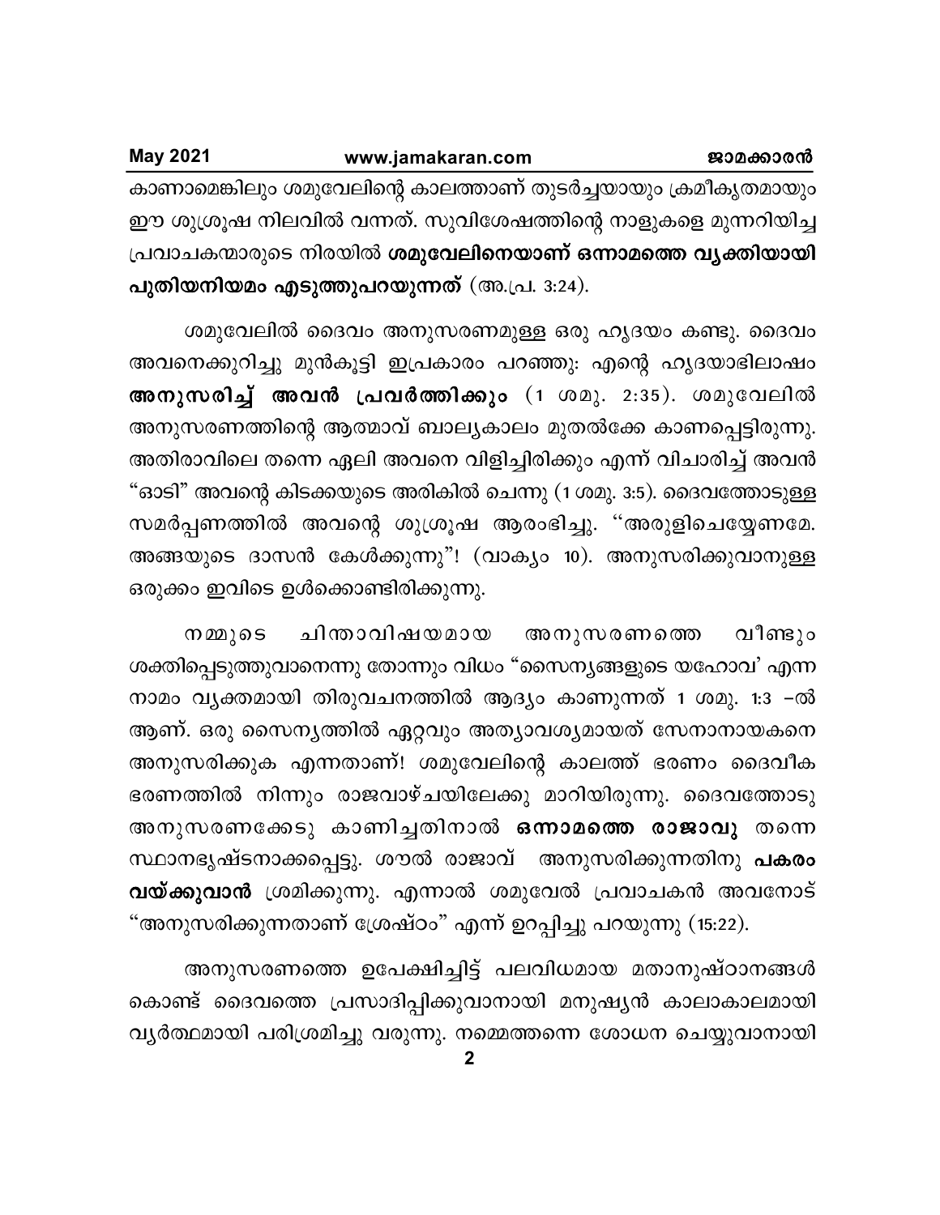കാണാമെങ്കിലും ശമുവേലിന്റെ കാലത്താണ് തുടർച്ചയായും ക്രമീകൃതമായും ഈ ശുശ്രൂഷ നിലവിൽ വന്നത്. സുവിശേഷത്തിന്റെ നാളുകളെ മുന്നറിയിച്ച പ്രവാചകന്മാരുടെ നിരയിൽ **ശമുവേലിനെയാണ് ഒന്നാമത്തെ വ്യക്തിയായി പുതിയനിയമം എടുത്തുപറയുന്നത്** (അ.പ്ര. 3:24).

ശമുവേലിൽ ദൈവം അനുസരണമുള്ള ഒരു ഹൃദയം കണ്ടു. ദൈവം അവനെക്കുറിച്ചു മുൻകൂട്ടി ഇപ്രകാരം പറഞ്ഞു: എന്റെ ഹൃദയാഭിലാഷം **അനുസരിച്ച് അവൻ പ്രവർത്തിക്കും** (1 ശമു. 2:35). ശമുവേലിൽ അനുസരണത്തിന്റെ ആത്മാവ് ബാല്യകാലം മുതൽക്കേ കാണപ്പെട്ടിരുന്നു. അതിരാവിലെ തന്നെ ഏലി അവനെ വിളിച്ചിരിക്കും എന്ന് വിചാരിച്ച് അവൻ "ഓടി" അവന്റെ കിടക്കയുടെ അരികിൽ ചെന്നു (1 ശമു. 3:5). ദൈവത്തോടുള്ള സമർപ്പണത്തിൽ അവന്റെ ശുശ്രൂഷ ആരംഭിച്ചു. "അരുളിചെയ്യേണമേ. അങ്ങയുടെ ദാസൻ കേൾക്കുന്നു"! (വാക്യം 10). അനുസരിക്കുവാനുള്ള ഒരുക്കം ഇവിടെ ഉൾക്കൊണ്ടിരിക്കുന്നു.

നമ്മുടെ ചിന്താവിഷയമായ അനുസരണത്തെ വീണ്ടും ശക്തിപ്പെടുത്തുവാനെന്നു തോന്നും വിധം "സൈന്യങ്ങളുടെ യഹോവ' എന്ന നാമം വ്യക്തമായി തിരുവചനത്തിൽ ആദ്യം കാണുന്നത് 1 ശമു. 1:3 –ൽ ആണ്. ഒരു സൈന്യത്തിൽ ഏറ്റവും അത്യാവശ്യമായത് സേനാനായകനെ അനുസരിക്കുക എന്നതാണ്! ശമുവേലിന്റെ കാലത്ത് ഭരണം ദൈവീക ഭരണത്തിൽ നിന്നും രാജവാഴ്ചയിലേക്കു മാറിയിരുന്നു. ദൈവത്തോടു അനുസരണക്കേടു കാണിച്ചതിനാൽ **ഒന്നാമത്തെ രാജാവു** തന്നെ സ്ഥാനഭ്രഷ്ടനാക്കപ്പെട്ടു. ശൗൽ രാജാവ് അനുസരിക്കുന്നതിനു **പകരം വയ്ക്കുവാൻ** ശ്രമിക്കുന്നു. എന്നാൽ ശമുവേൽ പ്രവാചകൻ അവനോട് "അനുസരിക്കുന്നതാണ് ശ്രേഷ്ഠം" എന്ന് ഉറപ്പിച്ചു പറയുന്നു (15:22).

അനുസരണത്തെ ഉപേക്ഷിച്ചിട്ട് പലവിധമായ മതാനുഷ്ഠാനങ്ങൾ കൊണ്ട് ദൈവത്തെ പ്രസാദിപ്പിക്കുവാനായി മനുഷ്യൻ കാലാകാലമായി വ്യർത്ഥമായി പരിശ്രമിച്ചു വരുന്നു. നമ്മെത്തന്നെ ശോധന ചെയ്യുവാനായി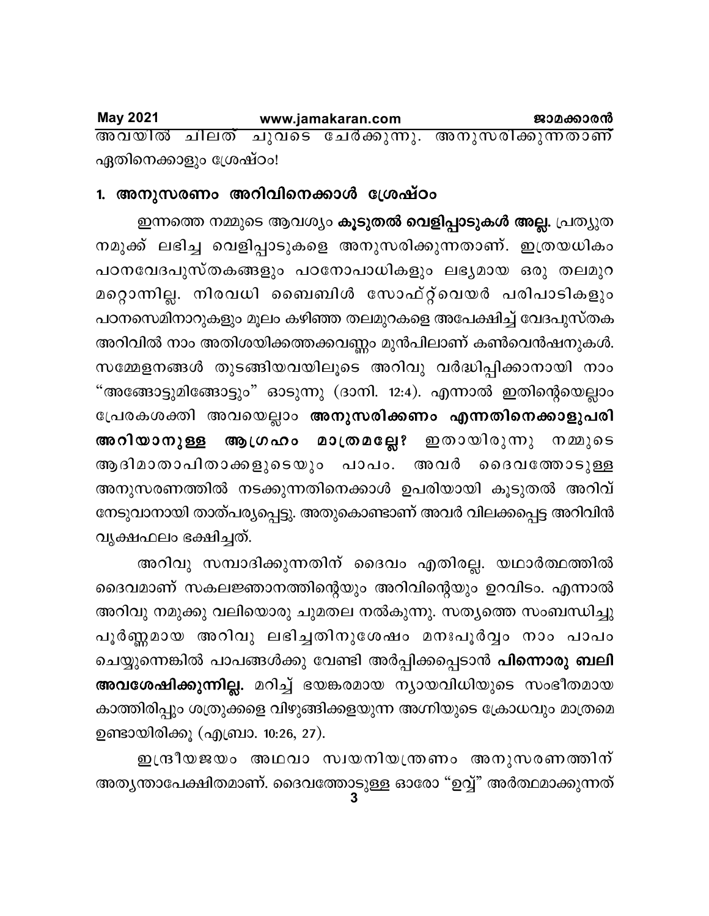അവയിൽ ചിലത് ചുവടെ ചേർക്കുന്നു. അനുസരിക്കുന്നതാണ് ഏതിനെക്കാളും ശ്രേഷ്ഠം!

## 1. അനുസരണം അറിവിനെക്കാൾ ശ്രേഷ്ഠം

ഇന്നത്തെ നമ്മുടെ ആവശ്യം **കൂടുതൽ വെളിപ്പാടുകൾ അല്ല.** പ്രത്യുത നമുക്ക് ലഭിച്ച വെളിപ്പാടുകളെ അനുസരിക്കുന്നതാണ്. ഇത്രയധികം പഠനവേദപുസ്തകങ്ങളും പഠനോപാധികളും ലഭ്യമായ ഒരു തലമുറ മറ്റൊന്നില്ല. നിരവധി ബൈബിൾ സോഫ്റ്റ്‌വെയർ പരിപാടികളും പഠനസെമിനാറുകളും മൂലം കഴിഞ്ഞ തലമുറകളെ അപേക്ഷിച്ച് വേദപുസ്തക അറിവിൽ നാം അതിശയിക്കത്തക്കവണ്ണം മുൻപിലാണ് കൺവെൻഷനുകൾ. സമ്മേളനങ്ങൾ തുടങ്ങിയവയിലൂടെ അറിവു വർദ്ധിപ്പിക്കാനായി നാം "അങ്ങോട്ടുമിങ്ങോട്ടും" ഓടുന്നു (ദാനി. 12:4). എന്നാൽ ഇതിന്റെയെല്ലാം പ്രേരകശക്തി അവയെല്ലാം **അനുസരിക്കണം എന്നതിനെക്കാളുപരി അറിയാനുള്ള ആഗ്രഹം മാത്രമല്ലേ?** ഇതായിരുന്നു നമ്മുടെ ആദിമാതാപിതാക്കളുടെയും പാപം. അവർ ദൈവത്തോടുള്ള അനുസരണത്തിൽ നടക്കുന്നതിനെക്കാൾ ഉപരിയായി കൂടുതൽ അറിവ് നേടുവാനായി താത്പര്യപ്പെട്ടു. അതുകൊണ്ടാണ് അവർ വിലക്കപ്പെട്ട അറിവിൻ വൃക്ഷഫലം ഭക്ഷിച്ചത്.

അറിവു സമ്പാദിക്കുന്നതിന് ദൈവം എതിരല്ല. യഥാർത്ഥത്തിൽ ദൈവമാണ് സകലജ്ഞാനത്തിന്റെയും അറിവിന്റെയും ഉറവിടം. എന്നാൽ അറിവു നമുക്കു വലിയൊരു ചുമതല നൽകുന്നു. സത്യത്തെ സംബന്ധിച്ചു പൂർണ്ണമായ അറിവു ലഭിച്ചതിനുശേഷം മനഃപൂർവ്വം നാം പാപം ചെയ്യുന്നെങ്കിൽ പാപങ്ങൾക്കു വേണ്ടി അർപ്പിക്കപ്പെടാൻ **പിന്നൊരു ബലി അവശേഷിക്കുന്നില്ല.** മറിച്ച് ഭയങ്കരമായ ന്യായവിധിയുടെ സംഭീതമായ കാത്തിരിപ്പും ശത്രുക്കളെ വിഴുങ്ങിക്കളയുന്ന അഗ്നിയുടെ ക്രോധവും മാത്രമെ ഉണ്ടായിരിക്കൂ (എബ്രാ. 10:26, 27).

ഇന്ദ്രീയജയം അഥവാ സ്വയനിയന്ത്രണം അനുസരണത്തിന് അത്യന്താപേക്ഷിതമാണ്. ദൈവത്തോടുള്ള ഓരോ "ഉവ്വ്" അർത്ഥമാക്കുന്നത്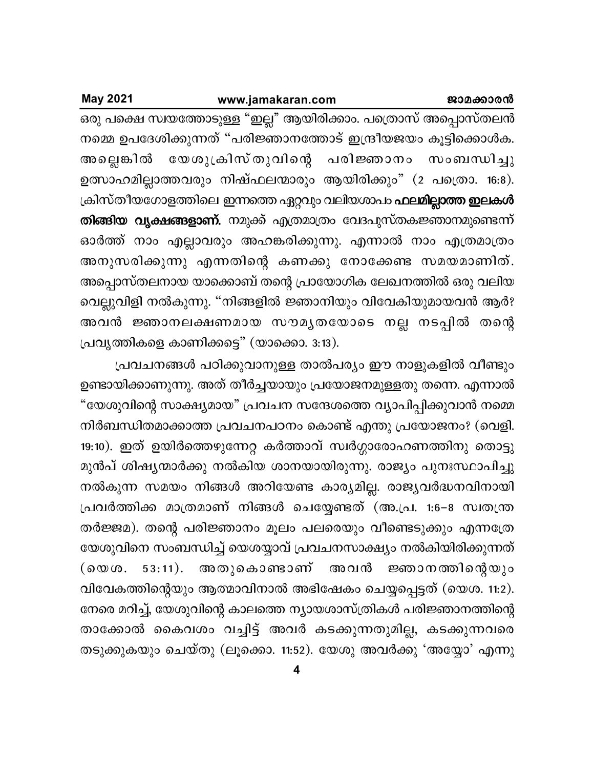ഒരു പക്ഷെ സ്വയത്തോടുള്ള "ഇല്ല" ആയിരിക്കാം. പത്രൊസ് അപ്പൊസ്തലൻ നമ്മെ ഉപദേശിക്കുന്നത് "പരിജ്ഞാനത്തോട് ഇന്ദ്രീയജയം കൂട്ടിക്കൊൾക. അല്ലെങ്കിൽ യേശുക്രിസ്തുവിന്റെ പരിജ്ഞാനം സംബന്ധിച്ചു ഉത്സാഹമില്ലാത്തവരും നിഷ്ഫലന്മാരും ആയിരിക്കും" (2 പത്രൊ. 16:8). ക്രിസ്തീയഗോളത്തിലെ ഇന്നത്തെ ഏറ്റവും വലിയശാപം **ഫലമില്ലാത്ത ഇലകൾ തിങ്ങിയ വൃക്ഷങ്ങളാണ്.** നമുക്ക് എത്രമാത്രം വേദപുസ്തകജ്ഞാനമുണ്ടെന്ന് ഓർത്ത് നാം എല്ലാവരും അഹങ്കരിക്കുന്നു. എന്നാൽ നാം എത്രമാത്രം അനുസരിക്കുന്നു എന്നതിന്റെ കണക്കു നോക്കേണ്ട സമയമാണിത്. അപ്പൊസ്തലനായ യാക്കൊബ് തന്റെ പ്രായോഗിക ലേഖനത്തിൽ ഒരു വലിയ വെല്ലുവിളി നൽകുന്നു. "നിങ്ങളിൽ ജ്ഞാനിയും വിവേകിയുമായവൻ ആർ? അവൻ ജ്ഞാനലക്ഷണമായ സൗമ്യതയോടെ നല്ല നടപ്പിൽ തന്റെ പ്രവൃത്തികളെ കാണിക്കട്ടെ" (യാക്കൊ. 3:13).

പ്രവചനങ്ങൾ പഠിക്കുവാനുള്ള താൽപര്യം ഈ നാളുകളിൽ വീണ്ടും ഉണ്ടായിക്കാണുന്നു. അത് തീർച്ചയായും പ്രയോജനമുള്ളതു തന്നെ. എന്നാൽ "യേശുവിന്റെ സാക്ഷ്യമായ" പ്രവചന സന്ദേശത്തെ വ്യാപിപ്പിക്കുവാൻ നമ്മെ നിർബന്ധിതമാക്കാത്ത പ്രവചനപഠനം കൊണ്ട് എന്തു പ്രയോജനം? (വെളി. 19:10). ഇത് ഉയിർത്തെഴുന്നേറ്റ കർത്താവ് സ്വർഗ്ഗാരോഹണത്തിനു തൊട്ടു മുൻപ് ശിഷ്യന്മാർക്കു നൽകിയ ശാനയായിരുന്നു. രാജ്യം പുനഃസ്ഥാപിച്ചു നൽകുന്ന സമയം നിങ്ങൾ അറിയേണ്ട കാര്യമില്ല. രാജ്യവർദ്ധനവിനായി പ്രവർത്തിക്ക മാത്രമാണ് നിങ്ങൾ ചെയ്യേണ്ടത് (അ.പ്ര. 1:6-8 സ്വതന്ത്ര തർജ്ജമ). തന്റെ പരിജ്ഞാനം മൂലം പലരെയും വീണ്ടെടുക്കും എന്നത്രേ യേശുവിനെ സംബന്ധിച്ച് യെശയ്യാവ് പ്രവചനസാക്ഷ്യം നൽകിയിരിക്കുന്നത് (യെശ. 53:11). അതുകൊണ്ടാണ് അവൻ ജ്ഞാനത്തിന്റെയും വിവേകത്തിന്റെയും ആത്മാവിനാൽ അഭിഷേകം ചെയ്യപ്പെട്ടത് (യെശ. 11:2). നേരെ മറിച്ച്, യേശുവിന്റെ കാലത്തെ ന്യായശാസ്ത്രികൾ പരിജ്ഞാനത്തിന്റെ താക്കോൽ കൈവശം വച്ചിട്ട് അവർ കടക്കുന്നതുമില്ല, കടക്കുന്നവരെ തടുക്കുകയും ചെയ്തു (ലൂക്കൊ. 11:52). യേശു അവർക്കു 'അയ്യോ' എന്നു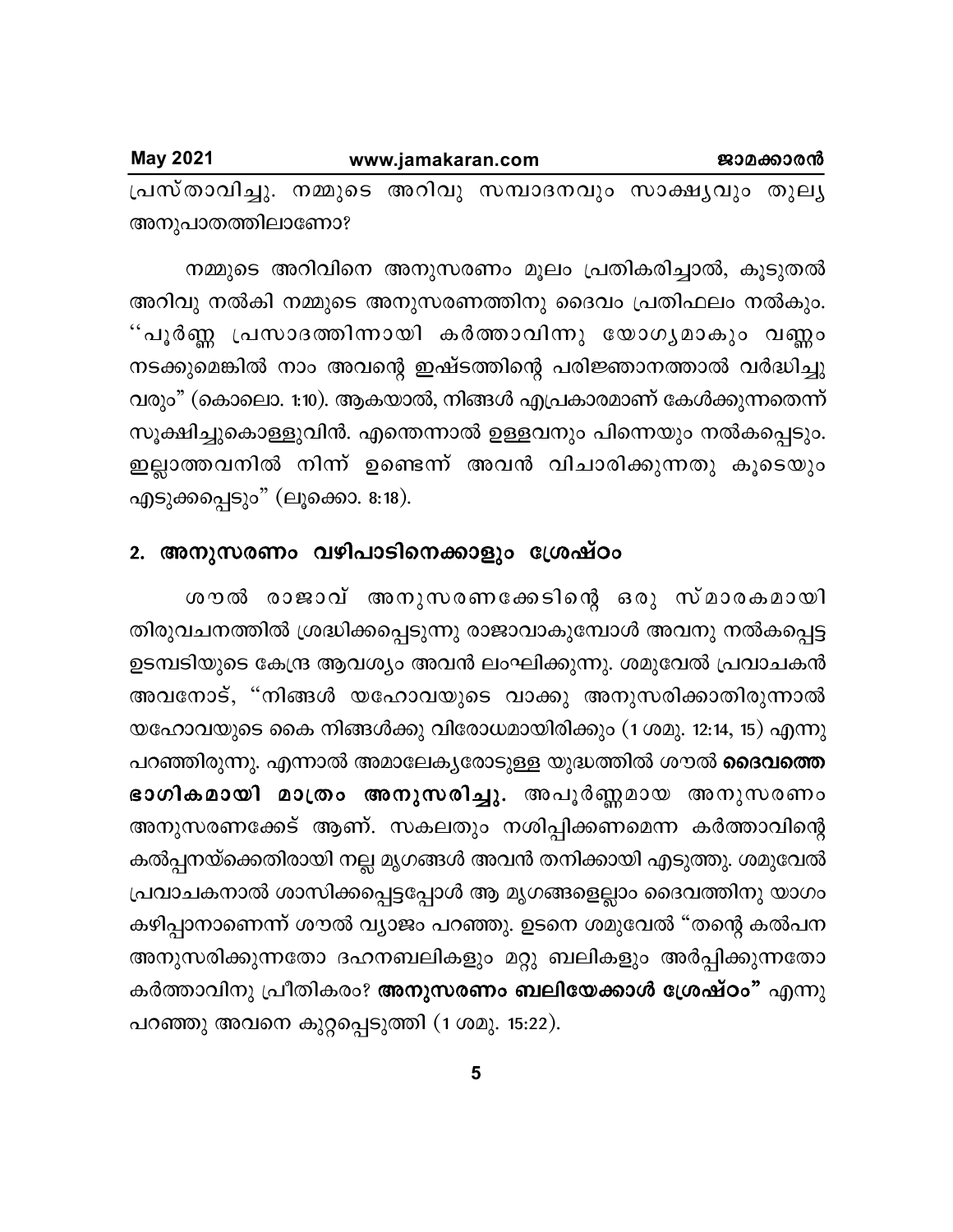പ്രസ്താവിച്ചു. നമ്മുടെ അറിവു സമ്പാദനവും സാക്ഷ്യവും തുല്യ അനുപാതത്തിലാണോ?

നമ്മുടെ അറിവിനെ അനുസരണം മൂലം പ്രതികരിച്ചാൽ, കൂടുതൽ അറിവു നൽകി നമ്മുടെ അനുസരണത്തിനു ദൈവം പ്രതിഫലം നൽകും. ''പൂർണ്ണ പ്രസാദത്തിന്നായി കർത്താവിന്നു യോഗ്യമാകും വണ്ണം നടക്കുമെങ്കിൽ നാം അവന്റെ ഇഷ്ടത്തിന്റെ പരിജ്ഞാനത്താൽ വർദ്ധിച്ചു വരും" (കൊലൊ. 1:10). ആകയാൽ, നിങ്ങൾ എപ്രകാരമാണ് കേൾക്കുന്നതെന്ന് സൂക്ഷിച്ചുകൊള്ളുവിൻ. എന്തെന്നാൽ ഉള്ളവനും പിന്നെയും നൽകപ്പെടും. ഇല്ലാത്തവനിൽ നിന്ന് ഉണ്ടെന്ന് അവൻ വിചാരിക്കുന്നതു കൂടെയും എടുക്കപ്പെടും" (ലൂക്കൊ. 8:18).

## 2. അനുസരണം വഴിപാടിനെക്കാളും ശ്രേഷ്ഠം

ശൗൽ രാജാവ് അനുസരണക്കേടിന്റെ ഒരു സ്മാരകമായി തിരുവചനത്തിൽ ശ്രദ്ധിക്കപ്പെടുന്നു രാജാവാകുമ്പോൾ അവനു നൽകപ്പെട്ട ഉടമ്പടിയുടെ കേന്ദ്ര ആവശ്യം അവൻ ലംഘിക്കുന്നു. ശമുവേൽ പ്രവാചകൻ അവനോട്, "നിങ്ങൾ യഹോവയുടെ വാക്കു അനുസരിക്കാതിരുന്നാൽ യഹോവയുടെ കൈ നിങ്ങൾക്കു വിരോധമായിരിക്കും (1 ശമു. 12:14, 15) എന്നു പറഞ്ഞിരുന്നു. എന്നാൽ അമാലേക്യരോടുള്ള യുദ്ധത്തിൽ ശൗൽ **ദൈവത്തെ ഭാഗികമായി മാത്രം അനുസരിച്ചു.** അപൂർണ്ണമായ അനുസരണം അനുസരണക്കേട് ആണ്. സകലതും നശിപ്പിക്കണമെന്ന കർത്താവിന്റെ കൽപ്പനയ്ക്കെതിരായി നല്ല മൃഗങ്ങൾ അവൻ തനിക്കായി എടുത്തു. ശമുവേൽ പ്രവാചകനാൽ ശാസിക്കപ്പെട്ടപ്പോൾ ആ മൃഗങ്ങളെല്ലാം ദൈവത്തിനു യാഗം കഴിപ്പാനാണെന്ന് ശൗൽ വ്യാജം പറഞ്ഞു. ഉടനെ ശമുവേൽ "തന്റെ കൽപന അനുസരിക്കുന്നതോ ദഹനബലികളും മറ്റു ബലികളും അർപ്പിക്കുന്നതോ കർത്താവിനു പ്രീതികരം? **അനുസരണം ബലിയേക്കാൾ ശ്രേഷ്ഠം"** എന്നു പറഞ്ഞു അവനെ കുറ്റപ്പെടുത്തി (1 ശമു. 15:22).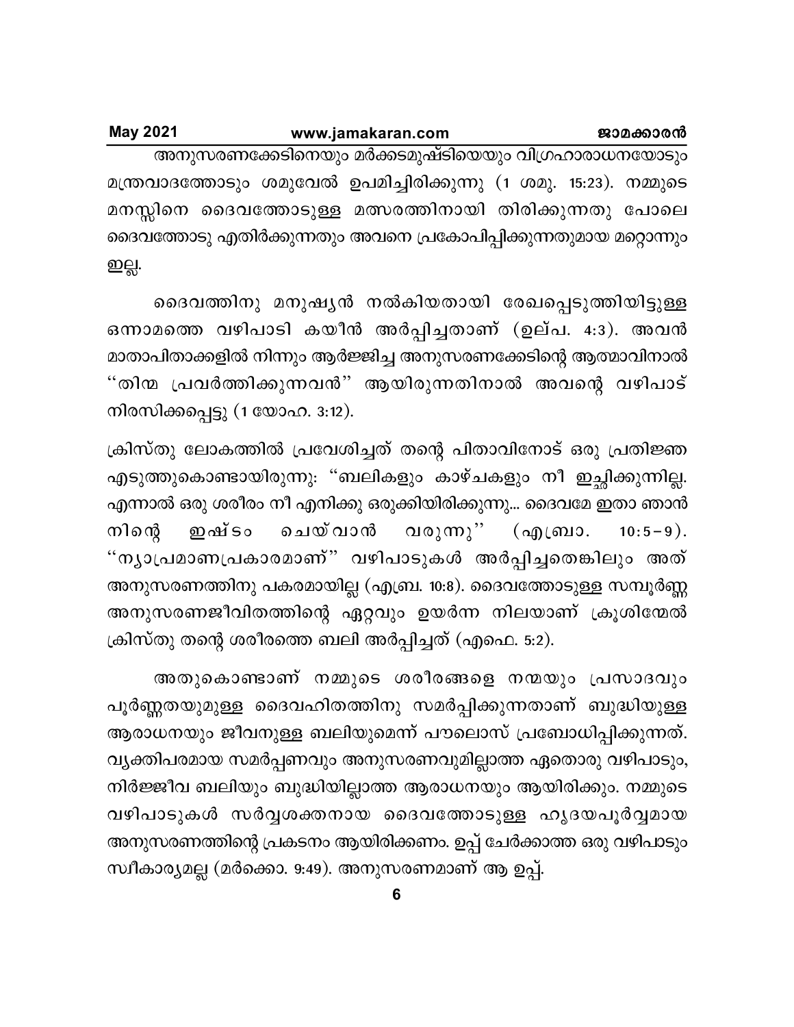അനുസരണക്കേടിനെയും മർക്കടമുഷ്ടിയെയും വിഗ്രഹാരാധനയോടും മന്ത്രവാദത്തോടും ശമുവേൽ ഉപമിച്ചിരിക്കുന്നു (1 ശമു. 15:23). നമ്മുടെ മനസ്സിനെ ദൈവത്തോടുള്ള മത്സരത്തിനായി തിരിക്കുന്നതു പോലെ ദൈവത്തോടു എതിർക്കുന്നതും അവനെ പ്രകോപിപ്പിക്കുന്നതുമായ മറ്റൊന്നും ഇല്ല.

ദൈവത്തിനു മനുഷ്യൻ നൽകിയതായി രേഖപ്പെടുത്തിയിട്ടുള്ള ഒന്നാമത്തെ വഴിപാടി കയീൻ അർപ്പിച്ചതാണ് (ഉല്പ. 4:3). അവൻ മാതാപിതാക്കളിൽ നിന്നും ആർജ്ജിച്ച അനുസരണക്കേടിന്റെ ആത്മാവിനാൽ ''തിന്മ പ്രവർത്തിക്കുന്നവൻ'' ആയിരുന്നതിനാൽ അവന്റെ വഴിപാട് നിരസിക്കപ്പെട്ടു (1 യോഹ. 3:12).

ക്രിസ്തു ലോകത്തിൽ പ്രവേശിച്ചത് തന്റെ പിതാവിനോട് ഒരു പ്രതിജ്ഞ എടുത്തുകൊണ്ടായിരുന്നു: "ബലികളും കാഴ്ചകളും നീ ഇച്ഛിക്കുന്നില്ല. എന്നാൽ ഒരു ശരീരം നീ എനിക്കു ഒരുക്കിയിരിക്കുന്നു... ദൈവമേ ഇതാ ഞാൻ നിന്റെ ഇഷ്ടം ചെയ്‌വാൻ വരുന്നു'' (എബ്രാ. 10:5–9). ''ന്യാപ്രമാണപ്രകാരമാണ്'' വഴിപാടുകൾ അർപ്പിച്ചതെങ്കിലും അത് അനുസരണത്തിനു പകരമായില്ല (എബ്രാ. 10:8). ദൈവത്തോടുള്ള സമ്പൂർണ്ണ അനുസരണജീവിതത്തിന്റെ ഏറ്റവും ഉയർന്ന നിലയാണ് ക്രൂശിന്മേൽ ക്രിസ്തു തന്റെ ശരീരത്തെ ബലി അർപ്പിച്ചത് (എഫെ. 5:2).

അതുകൊണ്ടാണ് നമ്മുടെ ശരീരങ്ങളെ നന്മയും പ്രസാദവും പൂർണ്ണതയുമുള്ള ദൈവഹിതത്തിനു സമർപ്പിക്കുന്നതാണ് ബുദ്ധിയുള്ള ആരാധനയും ജീവനുള്ള ബലിയുമെന്ന് പൗലൊസ് പ്രബോധിപ്പിക്കുന്നത്. വ്യക്തിപരമായ സമർപ്പണവും അനുസരണവുമില്ലാത്ത ഏതൊരു വഴിപാടും, നിർജ്ജീവ ബലിയും ബുദ്ധിയില്ലാത്ത ആരാധനയും ആയിരിക്കും. നമ്മുടെ വഴിപാടുകൾ സർവ്വശക്തനായ ദൈവത്തോടുള്ള ഹൃദയപൂർവ്വമായ അനുസരണത്തിന്റെ പ്രകടനം ആയിരിക്കണം. ഉപ്പ് ചേർക്കാത്ത ഒരു വഴിപാടും സ്വീകാര്യമല്ല (മർക്കൊ. 9:49). അനുസരണമാണ് ആ ഉപ്പ്.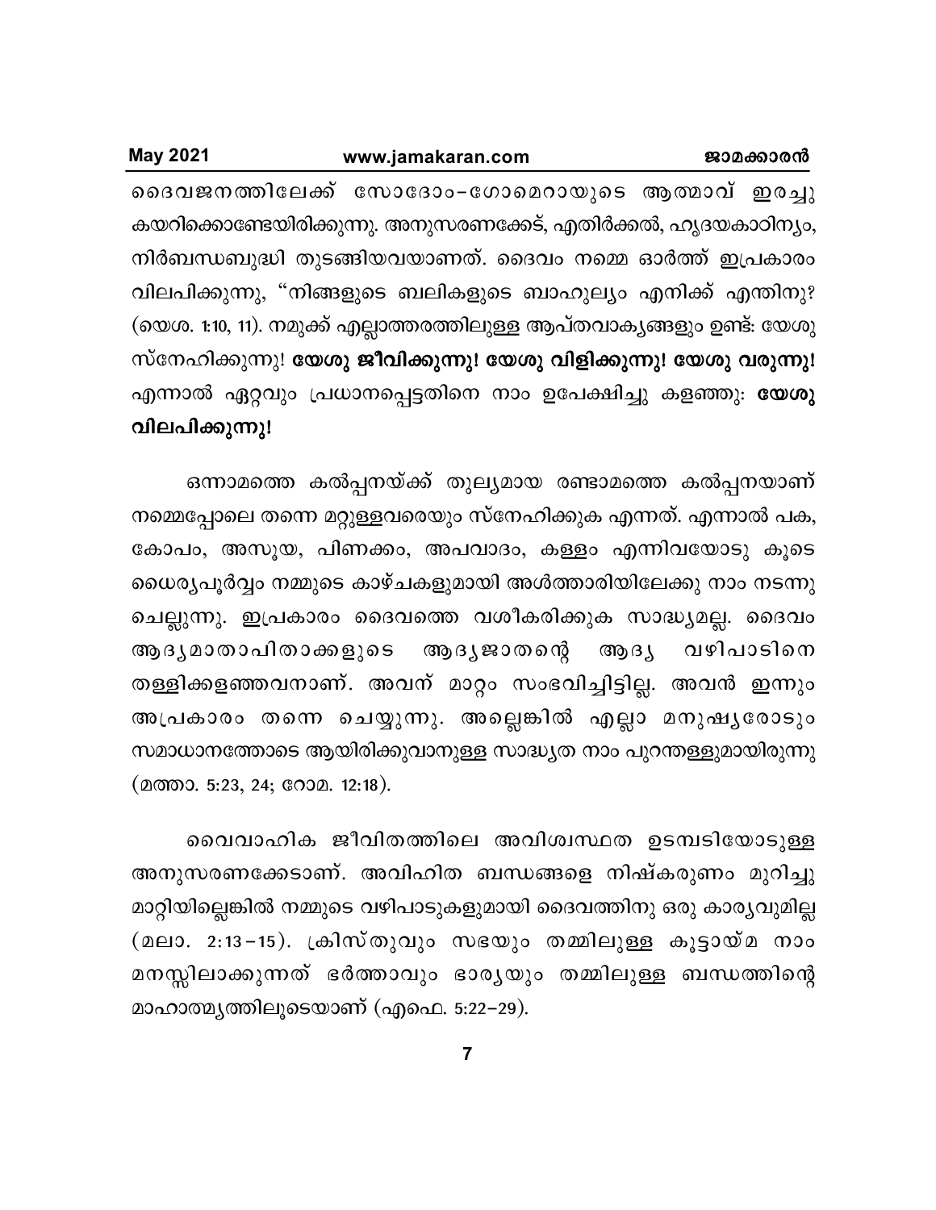ദൈവജനത്തിലേക്ക് സോദോം–ഗോമെറായുടെ ആത്മാവ് ഇരച്ചു കയറിക്കൊണ്ടേയിരിക്കുന്നു. അനുസരണക്കേട്, എതിർക്കൽ, ഹൃദയകാഠിന്യം, നിർബന്ധബുദ്ധി തുടങ്ങിയവയാണത്. ദൈവം നമ്മെ ഓർത്ത് ഇപ്രകാരം വിലപിക്കുന്നു, "നിങ്ങളുടെ ബലികളുടെ ബാഹുല്യം എനിക്ക് എന്തിനു? (യെശ. 1:10, 11). നമുക്ക് എല്ലാത്തരത്തിലുള്ള ആപ്തവാക്യങ്ങളും ഉണ്ട്: യേശു സ്നേഹിക്കുന്നു! **യേശു ജീവിക്കുന്നു! യേശു വിളിക്കുന്നു! യേശു വരുന്നു!** എന്നാൽ ഏറ്റവും പ്രധാനപ്പെട്ടതിനെ നാം ഉപേക്ഷിച്ചു കളഞ്ഞു: **യേശു വിലപിക്കുന്നു!**

ഒന്നാമത്തെ കൽപ്പനയ്ക്ക് തുല്യമായ രണ്ടാമത്തെ കൽപ്പനയാണ് നമ്മെപ്പോലെ തന്നെ മറ്റുള്ളവരെയും സ്നേഹിക്കുക എന്നത്. എന്നാൽ പക, കോപം, അസൂയ, പിണക്കം, അപവാദം, കള്ളം എന്നിവയോടു കൂടെ ധൈര്യപൂർവ്വം നമ്മുടെ കാഴ്ചകളുമായി അൾത്താരിയിലേക്കു നാം നടന്നു ചെല്ലുന്നു. ഇപ്രകാരം ദൈവത്തെ വശീകരിക്കുക സാദ്ധ്യമല്ല. ദൈവം ആദ്യമാതാപിതാക്കളുടെ ആദ്യജാതന്റെ ആദ്യ വഴിപാടിനെ തള്ളിക്കളഞ്ഞവനാണ്. അവന് മാറ്റം സംഭവിച്ചിട്ടില്ല. അവൻ ഇന്നും അപ്രകാരം തന്നെ ചെയ്യുന്നു. അല്ലെങ്കിൽ എല്ലാ മനുഷ്യരോടും സമാധാനത്തോടെ ആയിരിക്കുവാനുള്ള സാദ്ധ്യത നാം പുറന്തള്ളുമായിരുന്നു (മത്താ. 5:23, 24; റോമ. 12:18).

വൈവാഹിക ജീവിതത്തിലെ അവിശ്വസ്ഥത ഉടമ്പടിയോടുള്ള അനുസരണക്കേടാണ്. അവിഹിത ബന്ധങ്ങളെ നിഷ്കരുണം മുറിച്ചു മാറ്റിയില്ലെങ്കിൽ നമ്മുടെ വഴിപാടുകളുമായി ദൈവത്തിനു ഒരു കാര്യവുമില്ല (മലാ. 2:13–15). ക്രിസ്തുവും സഭയും തമ്മിലുള്ള കൂട്ടായ്മ നാം മനസ്സിലാക്കുന്നത് ഭർത്താവും ഭാര്യയും തമ്മിലുള്ള ബന്ധത്തിന്റെ മാഹാത്മ്യത്തിലൂടെയാണ് (എഫെ. 5:22–29).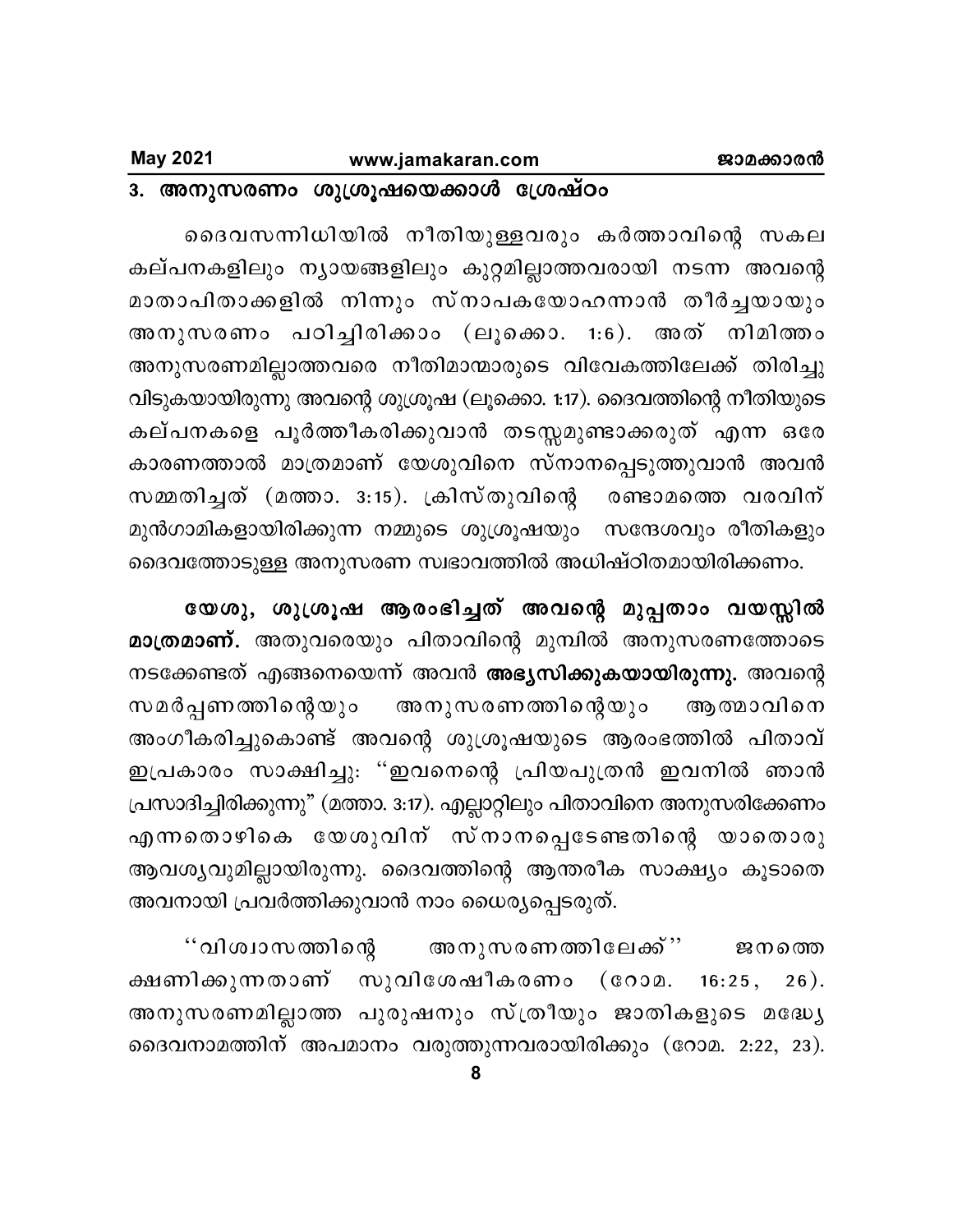## 3. അനുസരണം ശുശ്രൂഷയെക്കാൾ ശ്രേഷ്ഠം

ദൈവസന്നിധിയിൽ നീതിയുള്ളവരും കർത്താവിന്റെ സകല കല്പനകളിലും ന്യായങ്ങളിലും കുറ്റമില്ലാത്തവരായി നടന്ന അവന്റെ മാതാപിതാക്കളിൽ നിന്നും സ്നാപകയോഹന്നാൻ തീർച്ചയായും അനുസരണം പഠിച്ചിരിക്കാം (ലൂക്കൊ. 1:6). അത് നിമിത്തം അനുസരണമില്ലാത്തവരെ നീതിമാന്മാരുടെ വിവേകത്തിലേക്ക് തിരിച്ചു വിടുകയായിരുന്നു അവന്റെ ശുശ്രൂഷ (ലൂക്കൊ. 1:17). ദൈവത്തിന്റെ നീതിയുടെ കല്പനകളെ പൂർത്തീകരിക്കുവാൻ തടസ്സമുണ്ടാക്കരുത് എന്ന ഒരേ കാരണത്താൽ മാത്രമാണ് യേശുവിനെ സ്നാനപ്പെടുത്തുവാൻ അവൻ സമ്മതിച്ചത് (മത്താ. 3:15). ക്രിസ്തുവിന്റെ രണ്ടാമത്തെ വരവിന് മുൻഗാമികളായിരിക്കുന്ന നമ്മുടെ ശുശ്രൂഷയും സന്ദേശവും രീതികളും ദൈവത്തോടുള്ള അനുസരണ സ്വഭാവത്തിൽ അധിഷ്ഠിതമായിരിക്കണം.

**യേശു, ശുശ്രൂഷ ആരംഭിച്ചത് അവന്റെ മുപ്പതാം വയസ്സിൽ മാത്രമാണ്.** അതുവരെയും പിതാവിന്റെ മുമ്പിൽ അനുസരണത്തോടെ നടക്കേണ്ടത് എങ്ങനെയെന്ന് അവൻ **അഭ്യസിക്കുകയായിരുന്നു.** അവന്റെ സമർപ്പണത്തിന്റെയും അനുസരണത്തിന്റെയും ആത്മാവിനെ അംഗീകരിച്ചുകൊണ്ട് അവന്റെ ശുശ്രൂഷയുടെ ആരംഭത്തിൽ പിതാവ് ഇപ്രകാരം സാക്ഷിച്ചു: "ഇവനെന്റെ പ്രിയപുത്രൻ ഇവനിൽ ഞാൻ പ്രസാദിച്ചിരിക്കുന്നു" (മത്താ. 3:17). എല്ലാറ്റിലും പിതാവിനെ അനുസരിക്കേണം എന്നതൊഴികെ യേശുവിന് സ്നാനപ്പെടേണ്ടതിന്റെ യാതൊരു ആവശ്യവുമില്ലായിരുന്നു. ദൈവത്തിന്റെ ആന്തരീക സാക്ഷ്യം കൂടാതെ അവനായി പ്രവർത്തിക്കുവാൻ നാം ധൈര്യപ്പെടരുത്.

"വിശ്വാസത്തിന്റെ അനുസരണത്തിലേക്ക്" ജനത്തെ ക്ഷണിക്കുന്നതാണ് സുവിശേഷീകരണം (റോമ. 16:25, 26). അനുസരണമില്ലാത്ത പുരുഷനും സ്ത്രീയും ജാതികളുടെ മദ്ധ്യേ ദൈവനാമത്തിന് അപമാനം വരുത്തുന്നവരായിരിക്കും (റോമ. 2:22, 23).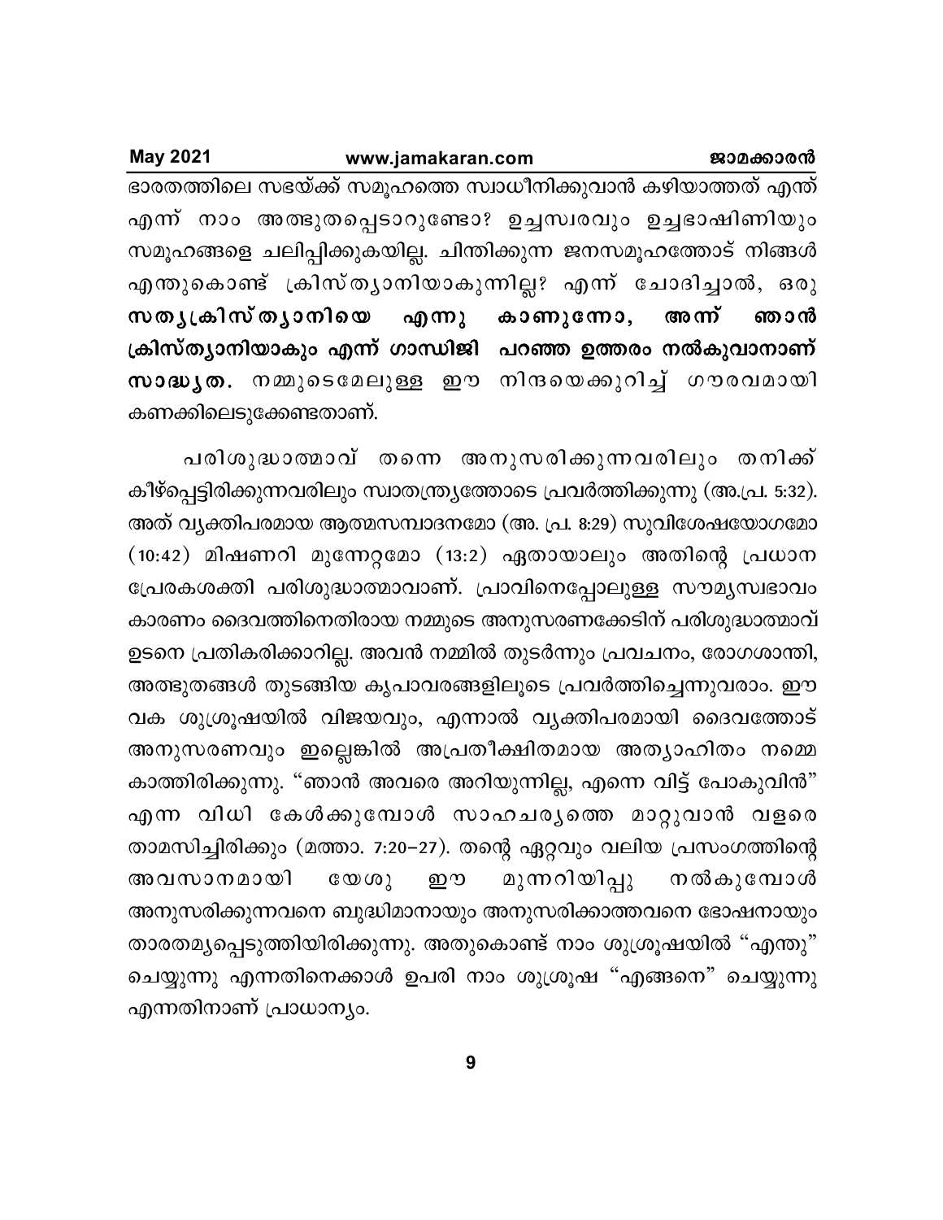ഭാരതത്തിലെ സഭയ്ക്ക് സമൂഹത്തെ സ്വാധീനിക്കുവാൻ കഴിയാത്തത് എന്ത് എന്ന് നാം അത്ഭുതപ്പെടാറുണ്ടോ? ഉച്ചസ്വരവും ഉച്ചഭാഷിണിയും സമൂഹങ്ങളെ ചലിപ്പിക്കുകയില്ല. ചിന്തിക്കുന്ന ജനസമൂഹത്തോട് നിങ്ങൾ എന്തുകൊണ്ട് ക്രിസ്ത്യാനിയാകുന്നില്ല? എന്ന് ചോദിച്ചാൽ, ഒരു **സത്യക്രിസ്ത്യാനിയെ എന്നു കാണുന്നോ, അന്ന് ഞാൻ ക്രിസ്ത്യാനിയാകും എന്ന് ഗാന്ധിജി പറഞ്ഞ ഉത്തരം നൽകുവാനാണ് സാദ്ധ്യത.** നമ്മുടെമേലുള്ള ഈ നിന്ദയെക്കുറിച്ച് ഗൗരവമായി കണക്കിലെടുക്കേണ്ടതാണ്.

പരിശുദ്ധാത്മാവ് തന്നെ അനുസരിക്കുന്നവരിലും തനിക്ക് കീഴ്പ്പെട്ടിരിക്കുന്നവരിലും സ്വാതന്ത്ര്യത്തോടെ പ്രവർത്തിക്കുന്നു (അ.പ്ര. 5:32). അത് വ്യക്തിപരമായ ആത്മസമ്പാദനമോ (അ. പ്ര. 8:29) സുവിശേഷയോഗമോ (10:42) മിഷണറി മുന്നേറ്റമോ (13:2) ഏതായാലും അതിന്റെ പ്രധാന പ്രേരകശക്തി പരിശുദ്ധാത്മാവാണ്. പ്രാവിനെപ്പോലുള്ള സൗമ്യസ്വഭാവം കാരണം ദൈവത്തിനെതിരായ നമ്മുടെ അനുസരണക്കേടിന് പരിശുദ്ധാത്മാവ് ഉടനെ പ്രതികരിക്കാറില്ല. അവൻ നമ്മിൽ തുടർന്നും പ്രവചനം, രോഗശാന്തി, അത്ഭുതങ്ങൾ തുടങ്ങിയ കൃപാവരങ്ങളിലൂടെ പ്രവർത്തിച്ചെന്നുവരാം. ഈ വക ശുശ്രൂഷയിൽ വിജയവും, എന്നാൽ വ്യക്തിപരമായി ദൈവത്തോട് അനുസരണവും ഇല്ലെങ്കിൽ അപ്രതീക്ഷിതമായ അത്യാഹിതം നമ്മെ കാത്തിരിക്കുന്നു. "ഞാൻ അവരെ അറിയുന്നില്ല, എന്നെ വിട്ട് പോകുവിൻ" എന്ന വിധി കേൾക്കുമ്പോൾ സാഹചര്യത്തെ മാറ്റുവാൻ വളരെ താമസിച്ചിരിക്കും (മത്താ. 7:20–27). തന്റെ ഏറ്റവും വലിയ പ്രസംഗത്തിന്റെ അവസാനമായി യേശു ഈ മുന്നറിയിപ്പു നൽകുമ്പോൾ അനുസരിക്കുന്നവനെ ബുദ്ധിമാനായും അനുസരിക്കാത്തവനെ ഭോഷനായും താരതമ്യപ്പെടുത്തിയിരിക്കുന്നു. അതുകൊണ്ട് നാം ശുശ്രൂഷയിൽ "എന്തു" ചെയ്യുന്നു എന്നതിനെക്കാൾ ഉപരി നാം ശുശ്രൂഷ "എങ്ങനെ" ചെയ്യുന്നു എന്നതിനാണ് പ്രാധാന്യം.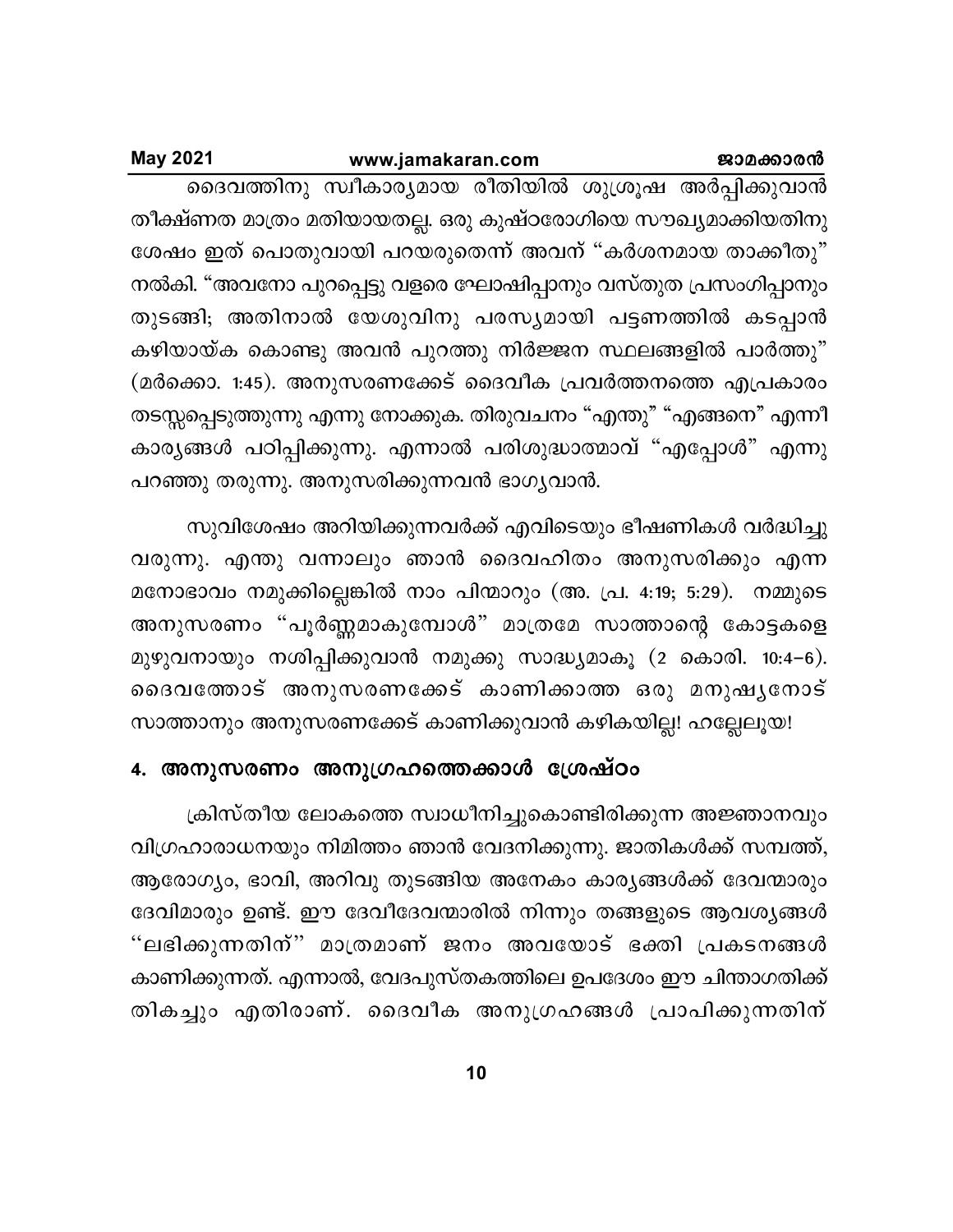ദൈവത്തിനു സ്വീകാര്യമായ രീതിയിൽ ശുശ്രൂഷ അർപ്പിക്കുവാൻ തീക്ഷ്ണത മാത്രം മതിയായതല്ല. ഒരു കുഷ്ഠരോഗിയെ സൗഖ്യമാക്കിയതിനു ശേഷം ഇത് പൊതുവായി പറയരുതെന്ന് അവന് "കർശനമായ താക്കീതു" നൽകി. "അവനോ പുറപ്പെട്ടു വളരെ ഘോഷിപ്പാനും വസ്തുത പ്രസംഗിപ്പാനും തുടങ്ങി; അതിനാൽ യേശുവിനു പരസ്യമായി പട്ടണത്തിൽ കടപ്പാൻ കഴിയായ്ക കൊണ്ടു അവൻ പുറത്തു നിർജ്ജന സ്ഥലങ്ങളിൽ പാർത്തു" (മർക്കൊ. 1:45). അനുസരണക്കേട് ദൈവീക പ്രവർത്തനത്തെ എപ്രകാരം തടസ്സപ്പെടുത്തുന്നു എന്നു നോക്കുക. തിരുവചനം "എന്തു" "എങ്ങനെ" എന്നീ കാര്യങ്ങൾ പഠിപ്പിക്കുന്നു. എന്നാൽ പരിശുദ്ധാത്മാവ് "എപ്പോൾ" എന്നു പറഞ്ഞു തരുന്നു. അനുസരിക്കുന്നവൻ ഭാഗ്യവാൻ.

സുവിശേഷം അറിയിക്കുന്നവർക്ക് എവിടെയും ഭീഷണികൾ വർദ്ധിച്ചു വരുന്നു. എന്തു വന്നാലും ഞാൻ ദൈവഹിതം അനുസരിക്കും എന്ന മനോഭാവം നമുക്കില്ലെങ്കിൽ നാം പിന്മാറും (അ. പ്ര. 4:19; 5:29). നമ്മുടെ അനുസരണം "പൂർണ്ണമാകുമ്പോൾ" മാത്രമേ സാത്താന്റെ കോട്ടകളെ മുഴുവനായും നശിപ്പിക്കുവാൻ നമുക്കു സാദ്ധ്യമാകൂ (2 കൊരി. 10:4–6). ദൈവത്തോട് അനുസരണക്കേട് കാണിക്കാത്ത ഒരു മനുഷ്യനോട് സാത്താനും അനുസരണക്കേട് കാണിക്കുവാൻ കഴികയില്ല! ഹല്ലേലൂയ!

## 4. അനുസരണം അനുഗ്രഹത്തെക്കാൾ ശ്രേഷ്ഠം

ക്രിസ്തീയ ലോകത്തെ സ്വാധീനിച്ചുകൊണ്ടിരിക്കുന്ന അജ്ഞാനവും വിഗ്രഹാരാധനയും നിമിത്തം ഞാൻ വേദനിക്കുന്നു. ജാതികൾക്ക് സമ്പത്ത്, ആരോഗ്യം, ഭാവി, അറിവു തുടങ്ങിയ അനേകം കാര്യങ്ങൾക്ക് ദേവന്മാരും ദേവിമാരും ഉണ്ട്. ഈ ദേവീദേവന്മാരിൽ നിന്നും തങ്ങളുടെ ആവശ്യങ്ങൾ "ലഭിക്കുന്നതിന്" മാത്രമാണ് ജനം അവയോട് ഭക്തി പ്രകടനങ്ങൾ കാണിക്കുന്നത്. എന്നാൽ, വേദപുസ്തകത്തിലെ ഉപദേശം ഈ ചിന്താഗതിക്ക് തികച്ചും എതിരാണ്. ദൈവീക അനുഗ്രഹങ്ങൾ പ്രാപിക്കുന്നതിന്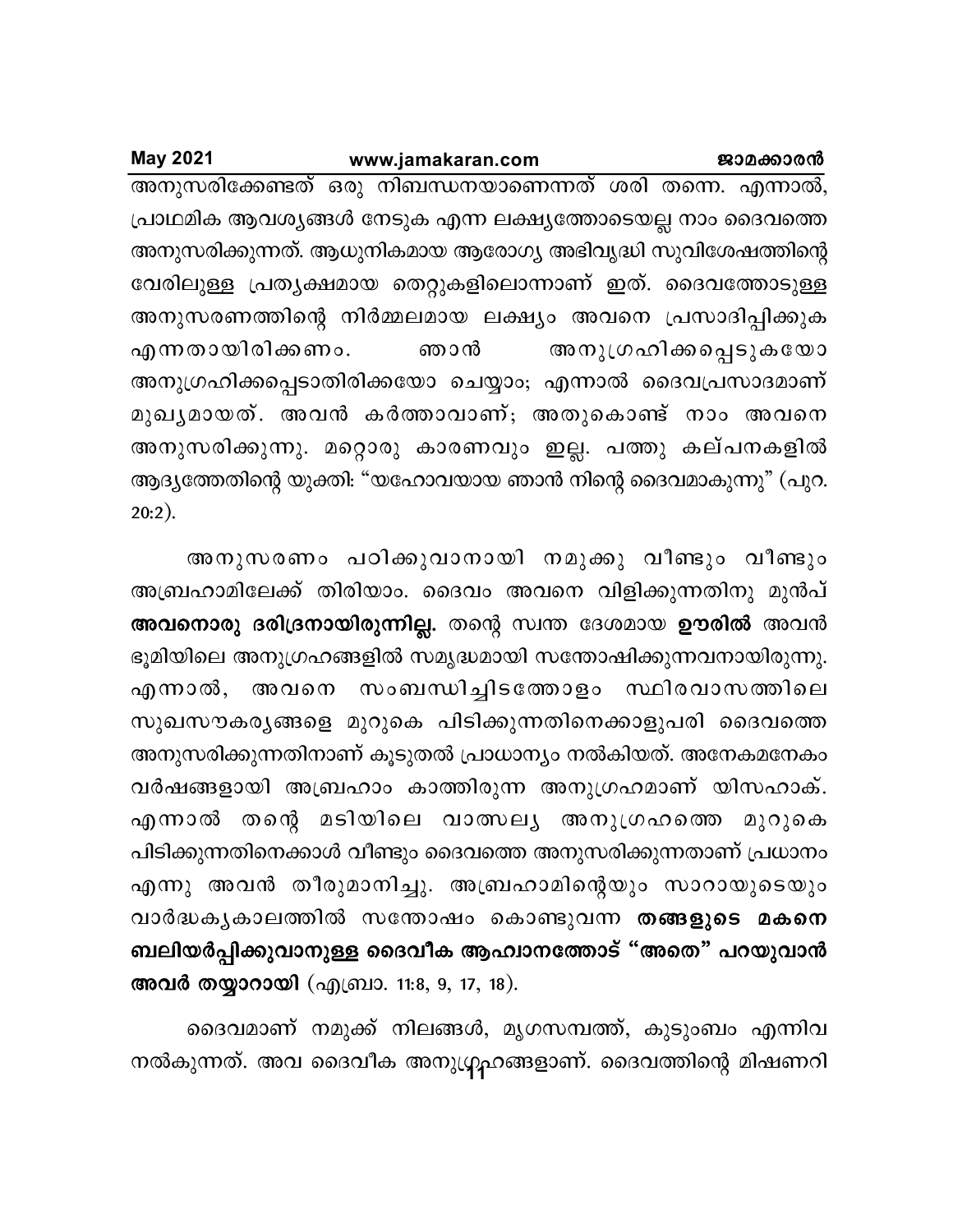അനുസരിക്കേണ്ടത് ഒരു നിബന്ധനയാണെന്നത് ശരി തന്നെ. എന്നാൽ, പ്രാഥമിക ആവശ്യങ്ങൾ നേടുക എന്ന ലക്ഷ്യത്തോടെയല്ല നാം ദൈവത്തെ അനുസരിക്കുന്നത്. ആധുനികമായ ആരോഗ്യ അഭിവൃദ്ധി സുവിശേഷത്തിന്റെ വേരിലുള്ള പ്രത്യക്ഷമായ തെറ്റുകളിലൊന്നാണ് ഇത്. ദൈവത്തോടുള്ള അനുസരണത്തിന്റെ നിർമ്മലമായ ലക്ഷ്യം അവനെ പ്രസാദിപ്പിക്കുക എന്നതായിരിക്കണം. ഞാൻ അനുഗ്രഹിക്കപ്പെടുകയോ അനുഗ്രഹിക്കപ്പെടാതിരിക്കയോ ചെയ്യാം; എന്നാൽ ദൈവപ്രസാദമാണ് മുഖ്യമായത്. അവൻ കർത്താവാണ്; അതുകൊണ്ട് നാം അവനെ അനുസരിക്കുന്നു. മറ്റൊരു കാരണവും ഇല്ല. പത്തു കല്പനകളിൽ ആദ്യത്തേതിന്റെ യുക്തി: "യഹോവയായ ഞാൻ നിന്റെ ദൈവമാകുന്നു" (പുറ. 20:2).

അനുസരണം പഠിക്കുവാനായി നമുക്കു വീണ്ടും വീണ്ടും അബ്രഹാമിലേക്ക് തിരിയാം. ദൈവം അവനെ വിളിക്കുന്നതിനു മുൻപ് **അവനൊരു ദരിദ്രനായിരുന്നില്ല.** തന്റെ സ്വന്ത ദേശമായ **ഊരിൽ** അവൻ ഭൂമിയിലെ അനുഗ്രഹങ്ങളിൽ സമൃദ്ധമായി സന്തോഷിക്കുന്നവനായിരുന്നു. എന്നാൽ, അവനെ സംബന്ധിച്ചിടത്തോളം സ്ഥിരവാസത്തിലെ സുഖസൗകര്യങ്ങളെ മുറുകെ പിടിക്കുന്നതിനെക്കാളുപരി ദൈവത്തെ അനുസരിക്കുന്നതിനാണ് കൂടുതൽ പ്രാധാന്യം നൽകിയത്. അനേകമനേകം വർഷങ്ങളായി അബ്രഹാം കാത്തിരുന്ന അനുഗ്രഹമാണ് യിസഹാക്. എന്നാൽ തന്റെ മടിയിലെ വാത്സല്യ അനുഗ്രഹത്തെ മുറുകെ പിടിക്കുന്നതിനെക്കാൾ വീണ്ടും ദൈവത്തെ അനുസരിക്കുന്നതാണ് പ്രധാനം എന്നു അവൻ തീരുമാനിച്ചു. അബ്രഹാമിന്റെയും സാറായുടെയും വാർദ്ധക്യകാലത്തിൽ സന്തോഷം കൊണ്ടുവന്ന **തങ്ങളുടെ മകനെ ബലിയർപ്പിക്കുവാനുള്ള ദൈവീക ആഹ്വാനത്തോട് "അതെ" പറയുവാൻ അവർ തയ്യാറായി** (എബ്രാ. 11:8, 9, 17, 18).

ദൈവമാണ് നമുക്ക് നിലങ്ങൾ, മൃഗസമ്പത്ത്, കുടുംബം എന്നിവ നൽകുന്നത്. അവ ദൈവീക അനുഗ്രഹങ്ങളാണ്. ദൈവത്തിന്റെ മിഷണറി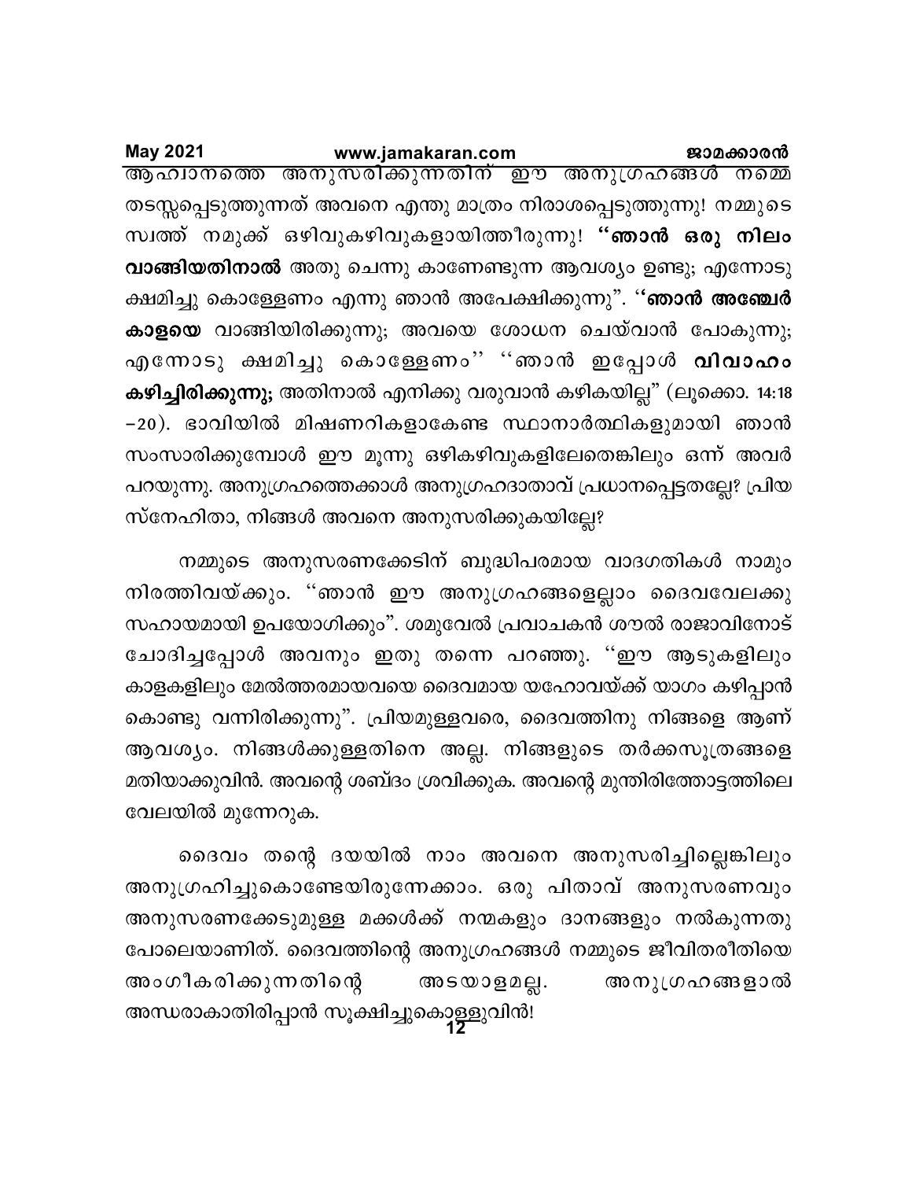ആഹ്വാനത്തെ അനുസരിക്കുന്നതിന് ഈ അനുഗ്രഹങ്ങൾ നമ്മെ തടസ്സപ്പെടുത്തുന്നത് അവനെ എന്തു മാത്രം നിരാശപ്പെടുത്തുന്നു! നമ്മുടെ സ്വത്ത് നമുക്ക് ഒഴിവുകഴിവുകളായിത്തീരുന്നു! **''ഞാൻ ഒരു നിലം വാങ്ങിയതിനാൽ** അതു ചെന്നു കാണേണ്ടുന്ന ആവശ്യം ഉണ്ടു; എന്നോടു ക്ഷമിച്ചു കൊള്ളേണം എന്നു ഞാൻ അപേക്ഷിക്കുന്നു". **''ഞാൻ അഞ്ചേർ കാളയെ** വാങ്ങിയിരിക്കുന്നു; അവയെ ശോധന ചെയ്‌വാൻ പോകുന്നു; എന്നോടു ക്ഷമിച്ചു കൊള്ളേണം'' ''ഞാൻ ഇപ്പോൾ **വിവാഹം കഴിച്ചിരിക്കുന്നു;** അതിനാൽ എനിക്കു വരുവാൻ കഴികയില്ല" (ലൂക്കൊ. 14:18 –20). ഭാവിയിൽ മിഷണറികളാകേണ്ട സ്ഥാനാർത്ഥികളുമായി ഞാൻ സംസാരിക്കുമ്പോൾ ഈ മൂന്നു ഒഴികഴിവുകളിലേതെങ്കിലും ഒന്ന് അവർ പറയുന്നു. അനുഗ്രഹത്തെക്കാൾ അനുഗ്രഹദാതാവ് പ്രധാനപ്പെട്ടതല്ലേ? പ്രിയ സ്നേഹിതാ, നിങ്ങൾ അവനെ അനുസരിക്കുകയില്ലേ?

നമ്മുടെ അനുസരണക്കേടിന് ബുദ്ധിപരമായ വാദഗതികൾ നാമും നിരത്തിവയ്ക്കും. ''ഞാൻ ഈ അനുഗ്രഹങ്ങളെല്ലാം ദൈവവേലക്കു സഹായമായി ഉപയോഗിക്കും". ശമുവേൽ പ്രവാചകൻ ശൗൽ രാജാവിനോട് ചോദിച്ചപ്പോൾ അവനും ഇതു തന്നെ പറഞ്ഞു. ''ഈ ആടുകളിലും കാളകളിലും മേൽത്തരമായവയെ ദൈവമായ യഹോവയ്ക്ക് യാഗം കഴിപ്പാൻ കൊണ്ടു വന്നിരിക്കുന്നു". പ്രിയമുള്ളവരെ, ദൈവത്തിനു നിങ്ങളെ ആണ് ആവശ്യം. നിങ്ങൾക്കുള്ളതിനെ അല്ല. നിങ്ങളുടെ തർക്കസൂത്രങ്ങളെ മതിയാക്കുവിൻ. അവന്റെ ശബ്ദം ശ്രവിക്കുക. അവന്റെ മുന്തിരിത്തോട്ടത്തിലെ വേലയിൽ മുന്നേറുക.

ദൈവം തന്റെ ദയയിൽ നാം അവനെ അനുസരിച്ചില്ലെങ്കിലും അനുഗ്രഹിച്ചുകൊണ്ടേയിരുന്നേക്കാം. ഒരു പിതാവ് അനുസരണവും അനുസരണക്കേടുമുള്ള മക്കൾക്ക് നന്മകളും ദാനങ്ങളും നൽകുന്നതു പോലെയാണിത്. ദൈവത്തിന്റെ അനുഗ്രഹങ്ങൾ നമ്മുടെ ജീവിതരീതിയെ അംഗീകരിക്കുന്നതിന്റെ അടയാളമല്ല. അനുഗ്രഹങ്ങളാൽ അന്ധരാകാതിരിപ്പാൻ സൂക്ഷിച്ചുകൊള്ളുവിൻ!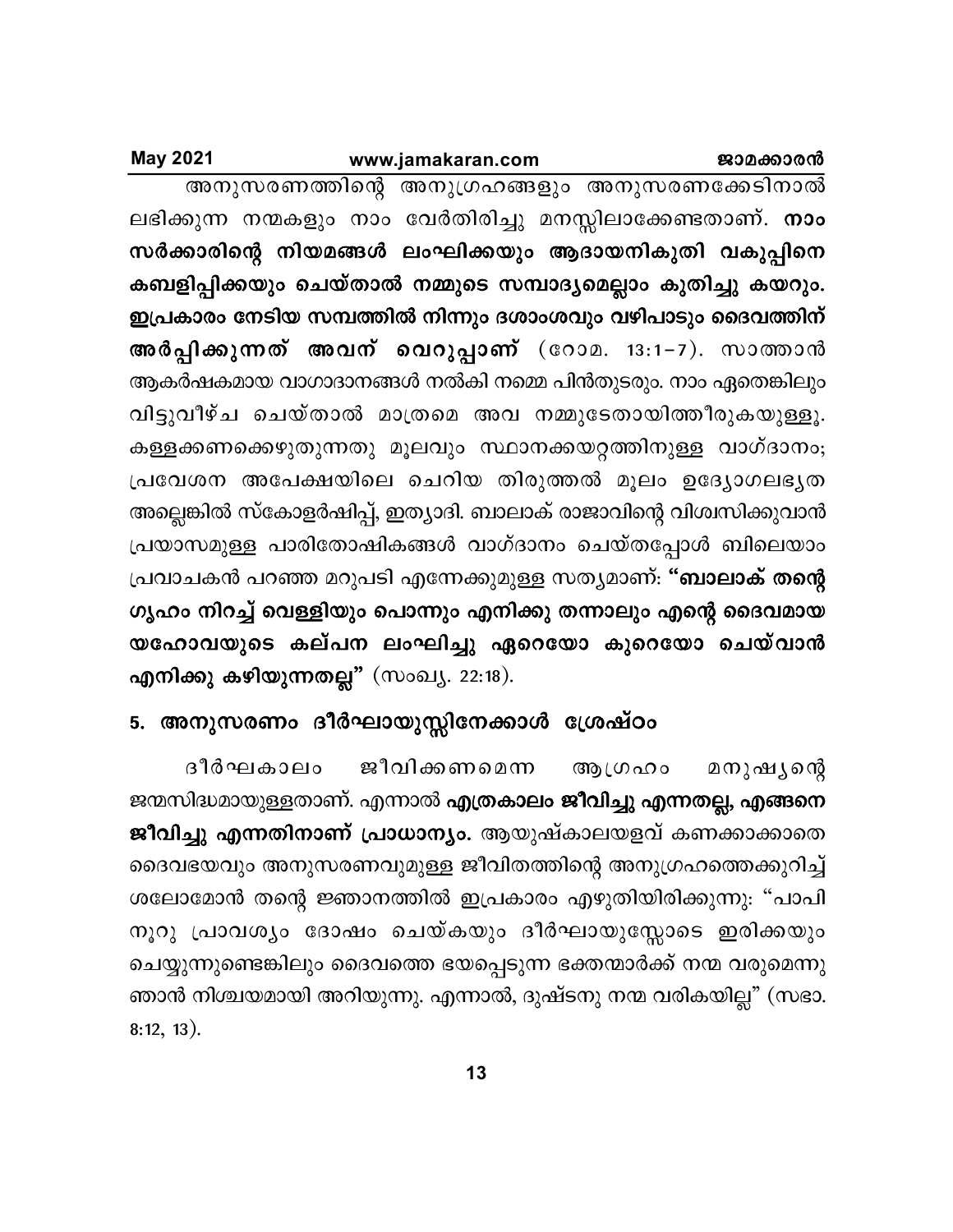അനുസരണത്തിന്റെ അനുഗ്രഹങ്ങളും അനുസരണക്കേടിനാൽ ലഭിക്കുന്ന നന്മകളും നാം വേർതിരിച്ചു മനസ്സിലാക്കേണ്ടതാണ്. **നാം സർക്കാരിന്റെ നിയമങ്ങൾ ലംഘിക്കയും ആദായനികുതി വകുപ്പിനെ കബളിപ്പിക്കയും ചെയ്താൽ നമ്മുടെ സമ്പാദ്യമെല്ലാം കുതിച്ചു കയറും. ഇപ്രകാരം നേടിയ സമ്പത്തിൽ നിന്നും ദശാംശവും വഴിപാടും ദൈവത്തിന് അർപ്പിക്കുന്നത് അവന് വെറുപ്പാണ്** (റോമ. 13:1–7). സാത്താൻ ആകർഷകമായ വാഗ്ദാനങ്ങൾ നൽകി നമ്മെ പിൻതുടരും. നാം ഏതെങ്കിലും വിട്ടുവീഴ്ച ചെയ്താൽ മാത്രമെ അവ നമ്മുടേതായിത്തീരുകയുള്ളൂ. കള്ളക്കണക്കെഴുതുന്നതു മൂലവും സ്ഥാനക്കയറ്റത്തിനുള്ള വാഗ്ദാനം; പ്രവേശന അപേക്ഷയിലെ ചെറിയ തിരുത്തൽ മൂലം ഉദ്യോഗലഭ്യത അല്ലെങ്കിൽ സ്കോളർഷിപ്പ്, ഇത്യാദി. ബാലാക് രാജാവിന്റെ വിശ്വസിക്കുവാൻ പ്രയാസമുള്ള പാരിതോഷികങ്ങൾ വാഗ്ദാനം ചെയ്തപ്പോൾ ബിലെയാം പ്രവാചകൻ പറഞ്ഞ മറുപടി എന്നേക്കുമുള്ള സത്യമാണ്: **"ബാലാക് തന്റെ ഗൃഹം നിറച്ച് വെള്ളിയും പൊന്നും എനിക്കു തന്നാലും എന്റെ ദൈവമായ യഹോവയുടെ കല്പന ലംഘിച്ചു ഏറെയോ കുറെയോ ചെയ്‌വാൻ എനിക്കു കഴിയുന്നതല്ല"** (സംഖ്യ. 22:18).

## 5. അനുസരണം ദീർഘായുസ്സിനേക്കാൾ ശ്രേഷ്ഠം

ദീർഘകാലം ജീവിക്കണമെന്ന ആഗ്രഹം മനുഷ്യന്റെ ജന്മസിദ്ധമായുള്ളതാണ്. എന്നാൽ **എത്രകാലം ജീവിച്ചു എന്നതല്ല, എങ്ങനെ ജീവിച്ചു എന്നതിനാണ് പ്രാധാന്യം.** ആയുഷ്കാലയളവ് കണക്കാക്കാതെ ദൈവഭയവും അനുസരണവുമുള്ള ജീവിതത്തിന്റെ അനുഗ്രഹത്തെക്കുറിച്ച് ശലോമോൻ തന്റെ ജ്ഞാനത്തിൽ ഇപ്രകാരം എഴുതിയിരിക്കുന്നു: "പാപി നൂറു പ്രാവശ്യം ദോഷം ചെയ്കയും ദീർഘായുസ്സോടെ ഇരിക്കയും ചെയ്യുന്നുണ്ടെങ്കിലും ദൈവത്തെ ഭയപ്പെടുന്ന ഭക്തന്മാർക്ക് നന്മ വരുമെന്നു ഞാൻ നിശ്ചയമായി അറിയുന്നു. എന്നാൽ, ദുഷ്ടനു നന്മ വരികയില്ല" (സഭാ. 8:12, 13).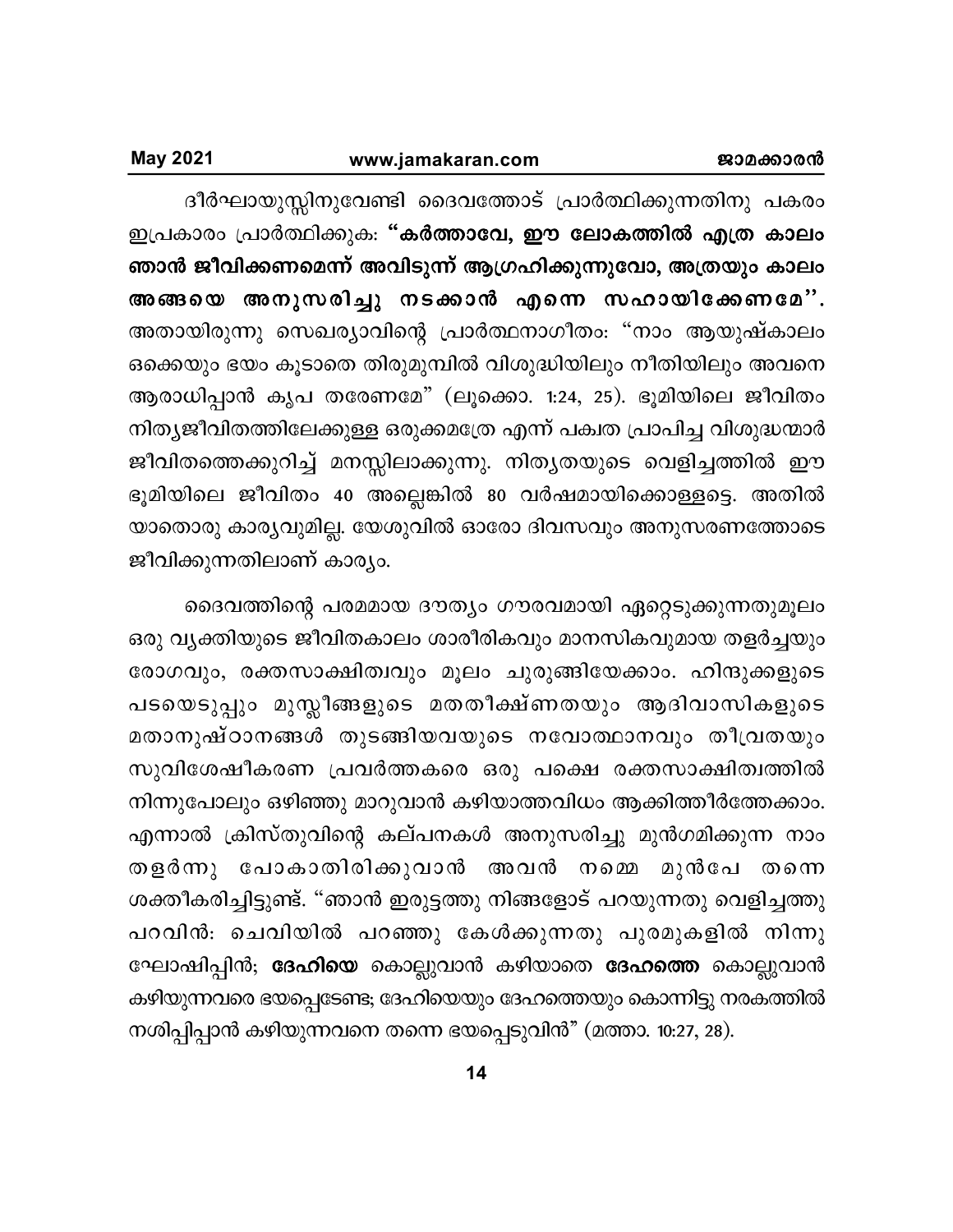ദീർഘായുസ്സിനുവേണ്ടി ദൈവത്തോട് പ്രാർത്ഥിക്കുന്നതിനു പകരം ഇപ്രകാരം പ്രാർത്ഥിക്കുക: **"കർത്താവേ, ഈ ലോകത്തിൽ എത്ര കാലം ഞാൻ ജീവിക്കണമെന്ന് അവിടുന്ന് ആഗ്രഹിക്കുന്നുവോ, അത്രയും കാലം അങ്ങയെ അനുസരിച്ചു നടക്കാൻ എന്നെ സഹായിക്കേണമേ".** അതായിരുന്നു സെഖര്യാവിന്റെ പ്രാർത്ഥനാഗീതം: "നാം ആയുഷ്കാലം ഒക്കെയും ഭയം കൂടാതെ തിരുമുമ്പിൽ വിശുദ്ധിയിലും നീതിയിലും അവനെ ആരാധിപ്പാൻ കൃപ തരേണമേ" (ലൂക്കൊ. 1:24, 25). ഭൂമിയിലെ ജീവിതം നിത്യജീവിതത്തിലേക്കുള്ള ഒരുക്കമത്രേ എന്ന് പക്വത പ്രാപിച്ച വിശുദ്ധന്മാർ ജീവിതത്തെക്കുറിച്ച് മനസ്സിലാക്കുന്നു. നിത്യതയുടെ വെളിച്ചത്തിൽ ഈ ഭൂമിയിലെ ജീവിതം 40 അല്ലെങ്കിൽ 80 വർഷമായിക്കൊള്ളട്ടെ. അതിൽ യാതൊരു കാര്യവുമില്ല. യേശുവിൽ ഓരോ ദിവസവും അനുസരണത്തോടെ ജീവിക്കുന്നതിലാണ് കാര്യം.

ദൈവത്തിന്റെ പരമമായ ദൗത്യം ഗൗരവമായി ഏറ്റെടുക്കുന്നതുമൂലം ഒരു വ്യക്തിയുടെ ജീവിതകാലം ശാരീരികവും മാനസികവുമായ തളർച്ചയും രോഗവും, രക്തസാക്ഷിത്വവും മൂലം ചുരുങ്ങിയേക്കാം. ഹിന്ദുക്കളുടെ പടയെടുപ്പും മുസ്ലീങ്ങളുടെ മതതീക്ഷ്ണതയും ആദിവാസികളുടെ മതാനുഷ്ഠാനങ്ങൾ തുടങ്ങിയവയുടെ നവോത്ഥാനവും തീവ്രതയും സുവിശേഷീകരണ പ്രവർത്തകരെ ഒരു പക്ഷെ രക്തസാക്ഷിത്വത്തിൽ നിന്നുപോലും ഒഴിഞ്ഞു മാറുവാൻ കഴിയാത്തവിധം ആക്കിത്തീർത്തേക്കാം. എന്നാൽ ക്രിസ്തുവിന്റെ കല്പനകൾ അനുസരിച്ചു മുൻഗമിക്കുന്ന നാം തളർന്നു പോകാതിരിക്കുവാൻ അവൻ നമ്മെ മുൻപേ തന്നെ ശക്തീകരിച്ചിട്ടുണ്ട്. "ഞാൻ ഇരുട്ടത്തു നിങ്ങളോട് പറയുന്നതു വെളിച്ചത്തു പറവിൻ: ചെവിയിൽ പറഞ്ഞു കേൾക്കുന്നതു പുരമുകളിൽ നിന്നു ഘോഷിപ്പിൻ; **ദേഹിയെ** കൊല്ലുവാൻ കഴിയാതെ **ദേഹത്തെ** കൊല്ലുവാൻ കഴിയുന്നവരെ ഭയപ്പെടേണ്ട; ദേഹിയെയും ദേഹത്തെയും കൊന്നിട്ടു നരകത്തിൽ നശിപ്പിപ്പാൻ കഴിയുന്നവനെ തന്നെ ഭയപ്പെടുവിൻ" (മത്താ. 10:27, 28).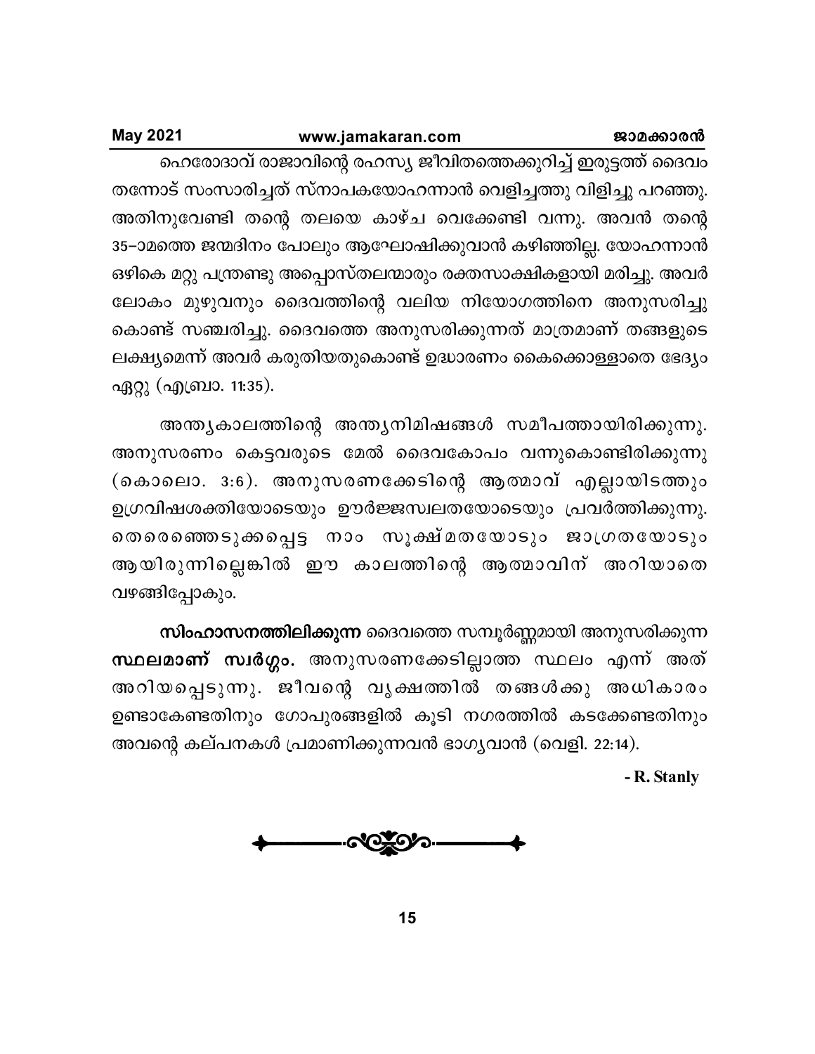ഹെരോദാവ് രാജാവിന്റെ രഹസ്യ ജീവിതത്തെക്കുറിച്ച് ഇരുട്ടത്ത് ദൈവം തന്നോട് സംസാരിച്ചത് സ്നാപകയോഹന്നാൻ വെളിച്ചത്തു വിളിച്ചു പറഞ്ഞു. അതിനുവേണ്ടി തന്റെ തലയെ കാഴ്ച വെക്കേണ്ടി വന്നു. അവൻ തന്റെ 35–ാമത്തെ ജന്മദിനം പോലും ആഘോഷിക്കുവാൻ കഴിഞ്ഞില്ല. യോഹന്നാൻ ഒഴികെ മറ്റു പന്ത്രണ്ടു അപ്പൊസ്തലന്മാരും രക്തസാക്ഷികളായി മരിച്ചു. അവർ ലോകം മുഴുവനും ദൈവത്തിന്റെ വലിയ നിയോഗത്തിനെ അനുസരിച്ചു കൊണ്ട് സഞ്ചരിച്ചു. ദൈവത്തെ അനുസരിക്കുന്നത് മാത്രമാണ് തങ്ങളുടെ ലക്ഷ്യമെന്ന് അവർ കരുതിയതുകൊണ്ട് ഉദ്ധാരണം കൈക്കൊള്ളാതെ ഭേദ്യം ഏറ്റു (എബ്രാ. 11:35).

അന്ത്യകാലത്തിന്റെ അന്ത്യനിമിഷങ്ങൾ സമീപത്തായിരിക്കുന്നു. അനുസരണം കെട്ടവരുടെ മേൽ ദൈവകോപം വന്നുകൊണ്ടിരിക്കുന്നു (കൊലൊ. 3:6). അനുസരണക്കേടിന്റെ ആത്മാവ് എല്ലായിടത്തും ഉഗ്രവിഷശക്തിയോടെയും ഊർജ്ജസ്വലതയോടെയും പ്രവർത്തിക്കുന്നു. തെരെഞ്ഞെടുക്കപ്പെട്ട നാം സൂക്ഷ്മതയോടും ജാഗ്രതയോടും ആയിരുന്നില്ലെങ്കിൽ ഈ കാലത്തിന്റെ ആത്മാവിന് അറിയാതെ വഴങ്ങിപ്പോകും.

**സിംഹാസനത്തിലിക്കുന്ന** ദൈവത്തെ സമ്പൂർണ്ണമായി അനുസരിക്കുന്ന **സ്ഥലമാണ് സ്വർഗ്ഗം.** അനുസരണക്കേടില്ലാത്ത സ്ഥലം എന്ന് അത് അറിയപ്പെടുന്നു. ജീവന്റെ വൃക്ഷത്തിൽ തങ്ങൾക്കു അധികാരം ഉണ്ടാകേണ്ടതിനും ഗോപുരങ്ങളിൽ കൂടി നഗരത്തിൽ കടക്കേണ്ടതിനും അവന്റെ കല്പനകൾ പ്രമാണിക്കുന്നവൻ ഭാഗ്യവാൻ (വെളി. 22:14).

**- R. Stanly**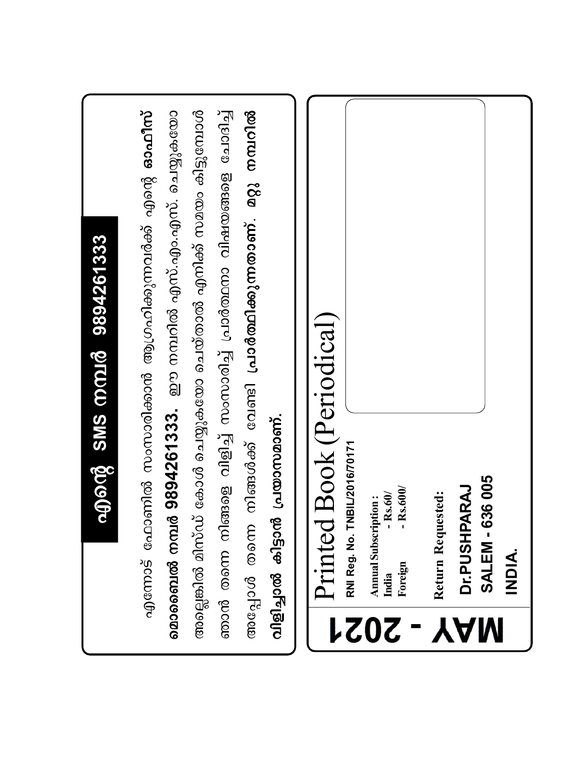## എന്റെ SMS നമ്പർ 9894261333

എന്നോട് ഫോണിൽ സംസാരിക്കാൻ ആഗ്രഹിക്കുന്നവർക്ക് എന്റെ **ഓഫീസ് മൊബൈൽ നമ്പർ 9894261333.** ഈ നമ്പറിൽ എസ്.എം.എസ്. ചെയ്യുകയോ അല്ലെങ്കിൽ മിസ്ഡ് കോൾ ചെയ്യുകയോ ചെയ്താൽ എനിക്ക് സമയം കിട്ടുമ്പോൾ ഞാൻ തന്നെ നിങ്ങളെ വിളിച്ച് സംസാരിച്ച് പ്രാർത്ഥനാ വിഷയങ്ങളെ ചോദിച്ച് അപ്പോൾ തന്നെ നിങ്ങൾക്ക് വേണ്ടി **പ്രാർത്ഥിക്കുന്നതാണ്. മറ്റു നമ്പറിൽ വിളിച്ചാൽ കിട്ടാൻ പ്രയാസമാണ്.**

**MAY - 2021**

# Printed Book (Periodical)

**RNI Reg. No. TNBIL/2016/70171**

**Annual Subscription :**
**India - Rs.60/**
**Foreign - Rs.600/**

**Return Requested:**

**Dr.PUSHPARAJ**
**SALEM - 636 005**
**INDIA.**